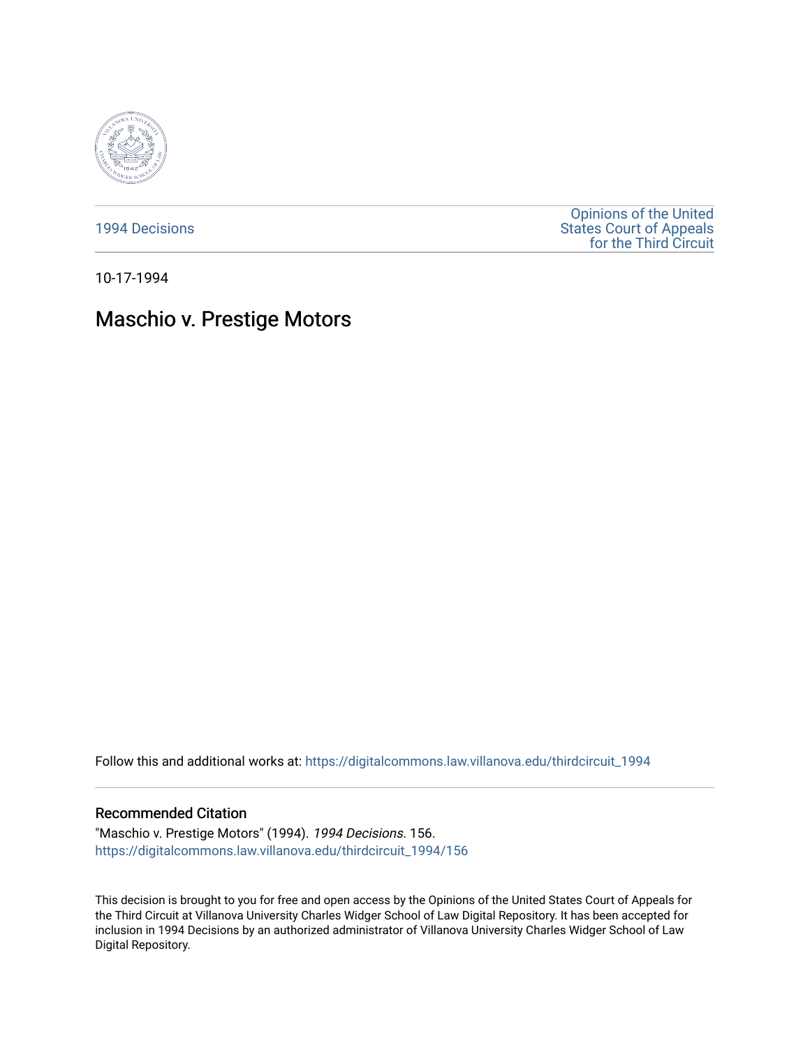1994 Decisions

Opinions of the United States Court of Appeals for the Third Circuit

10-17-1994

# Maschio v. Prestige Motors

Follow this and additional works at: https://digitalcommons.law.villanova.edu/thirdcircuit_1994

## Recommended Citation

"Maschio v. Prestige Motors" (1994). *1994 Decisions*. 156.
https://digitalcommons.law.villanova.edu/thirdcircuit_1994/156

This decision is brought to you for free and open access by the Opinions of the United States Court of Appeals for the Third Circuit at Villanova University Charles Widger School of Law Digital Repository. It has been accepted for inclusion in 1994 Decisions by an authorized administrator of Villanova University Charles Widger School of Law Digital Repository.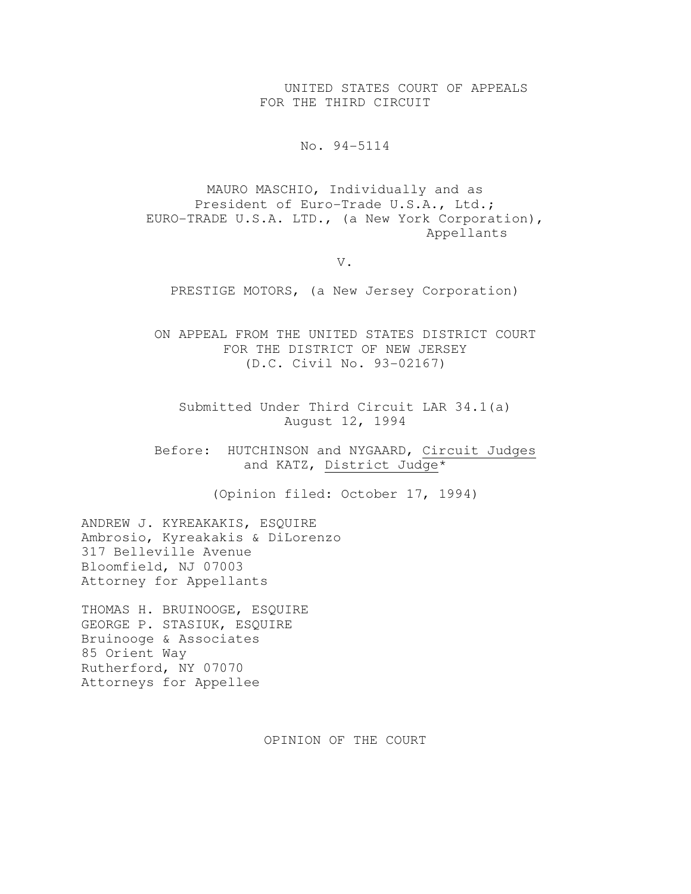UNITED STATES COURT OF APPEALS
FOR THE THIRD CIRCUIT

No. 94-5114

MAURO MASCHIO, Individually and as
President of Euro-Trade U.S.A., Ltd.;
EURO-TRADE U.S.A. LTD., (a New York Corporation),
Appellants

V.

PRESTIGE MOTORS, (a New Jersey Corporation)

ON APPEAL FROM THE UNITED STATES DISTRICT COURT
FOR THE DISTRICT OF NEW JERSEY
(D.C. Civil No. 93-02167)

Submitted Under Third Circuit LAR 34.1(a)
August 12, 1994

Before: HUTCHINSON and NYGAARD, Circuit Judges
and KATZ, District Judge*

(Opinion filed: October 17, 1994)

ANDREW J. KYREAKAKIS, ESQUIRE
Ambrosio, Kyreakakis & DiLorenzo
317 Belleville Avenue
Bloomfield, NJ 07003
Attorney for Appellants

THOMAS H. BRUINOOGE, ESQUIRE
GEORGE P. STASIUK, ESQUIRE
Bruinooge & Associates
85 Orient Way
Rutherford, NY 07070
Attorneys for Appellee

OPINION OF THE COURT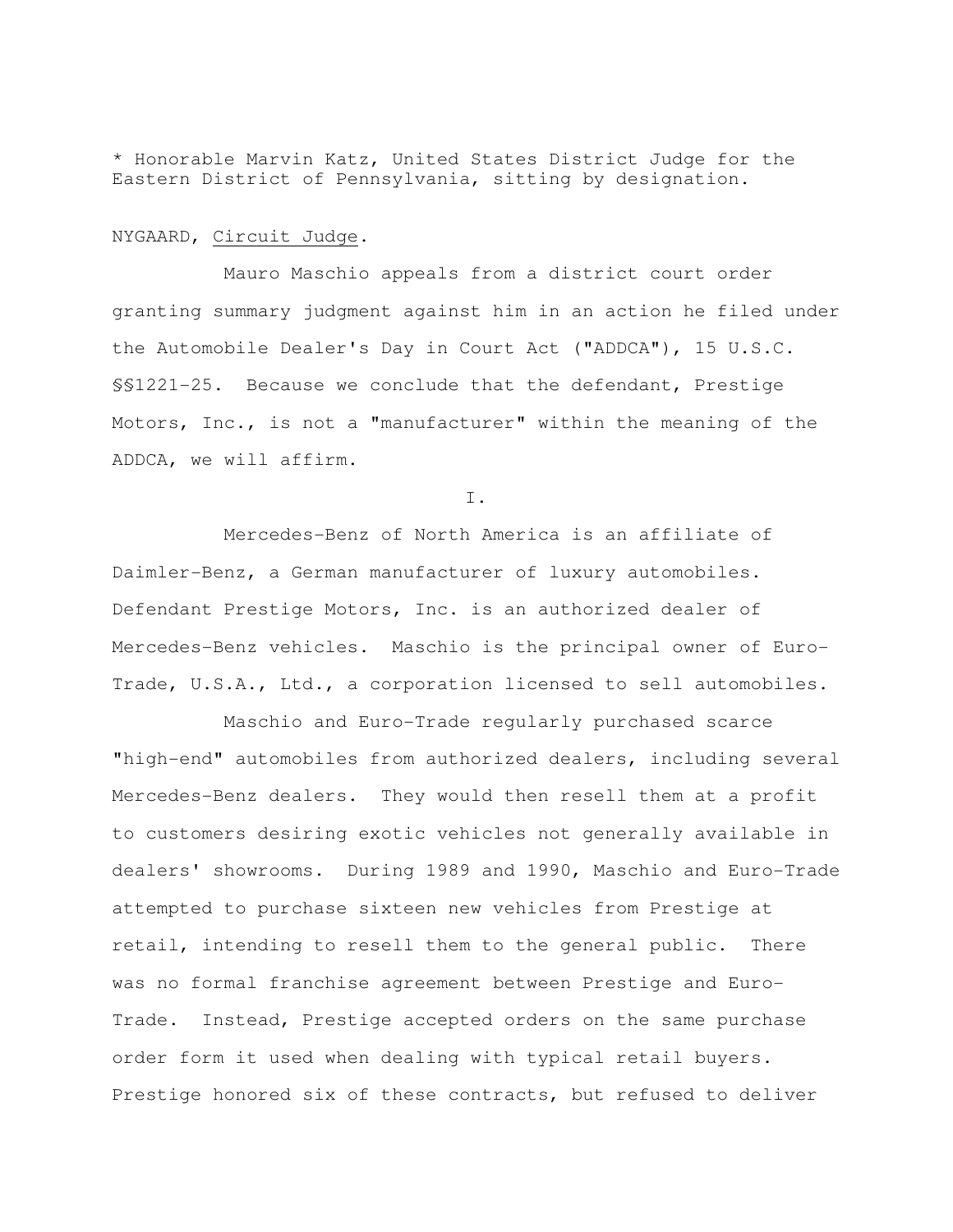* Honorable Marvin Katz, United States District Judge for the Eastern District of Pennsylvania, sitting by designation.

NYGAARD, Circuit Judge.

Mauro Maschio appeals from a district court order granting summary judgment against him in an action he filed under the Automobile Dealer's Day in Court Act ("ADDCA"), 15 U.S.C. §§1221-25. Because we conclude that the defendant, Prestige Motors, Inc., is not a "manufacturer" within the meaning of the ADDCA, we will affirm.

I.

Mercedes-Benz of North America is an affiliate of Daimler-Benz, a German manufacturer of luxury automobiles. Defendant Prestige Motors, Inc. is an authorized dealer of Mercedes-Benz vehicles. Maschio is the principal owner of Euro-Trade, U.S.A., Ltd., a corporation licensed to sell automobiles.

Maschio and Euro-Trade regularly purchased scarce "high-end" automobiles from authorized dealers, including several Mercedes-Benz dealers. They would then resell them at a profit to customers desiring exotic vehicles not generally available in dealers' showrooms. During 1989 and 1990, Maschio and Euro-Trade attempted to purchase sixteen new vehicles from Prestige at retail, intending to resell them to the general public. There was no formal franchise agreement between Prestige and Euro-Trade. Instead, Prestige accepted orders on the same purchase order form it used when dealing with typical retail buyers. Prestige honored six of these contracts, but refused to deliver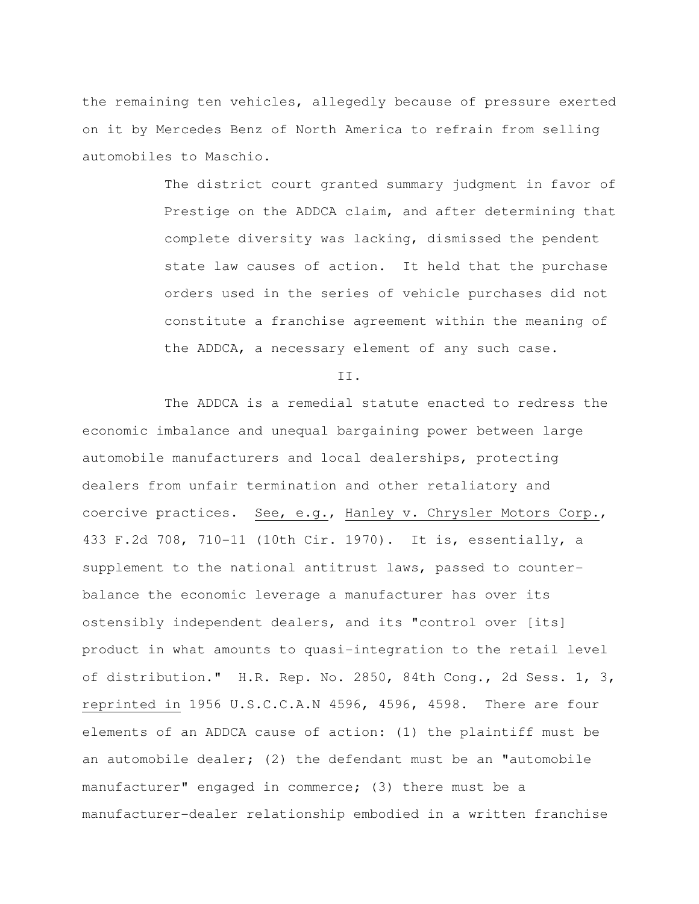the remaining ten vehicles, allegedly because of pressure exerted on it by Mercedes Benz of North America to refrain from selling automobiles to Maschio.

> The district court granted summary judgment in favor of Prestige on the ADDCA claim, and after determining that complete diversity was lacking, dismissed the pendent state law causes of action. It held that the purchase orders used in the series of vehicle purchases did not constitute a franchise agreement within the meaning of the ADDCA, a necessary element of any such case.

## II.

The ADDCA is a remedial statute enacted to redress the economic imbalance and unequal bargaining power between large automobile manufacturers and local dealerships, protecting dealers from unfair termination and other retaliatory and coercive practices. *See, e.g.*, *Hanley v. Chrysler Motors Corp.*, 433 F.2d 708, 710-11 (10th Cir. 1970). It is, essentially, a supplement to the national antitrust laws, passed to counter-balance the economic leverage a manufacturer has over its ostensibly independent dealers, and its "control over [its] product in what amounts to quasi-integration to the retail level of distribution." H.R. Rep. No. 2850, 84th Cong., 2d Sess. 1, 3, *reprinted in* 1956 U.S.C.C.A.N 4596, 4596, 4598. There are four elements of an ADDCA cause of action: (1) the plaintiff must be an automobile dealer; (2) the defendant must be an "automobile manufacturer" engaged in commerce; (3) there must be a manufacturer-dealer relationship embodied in a written franchise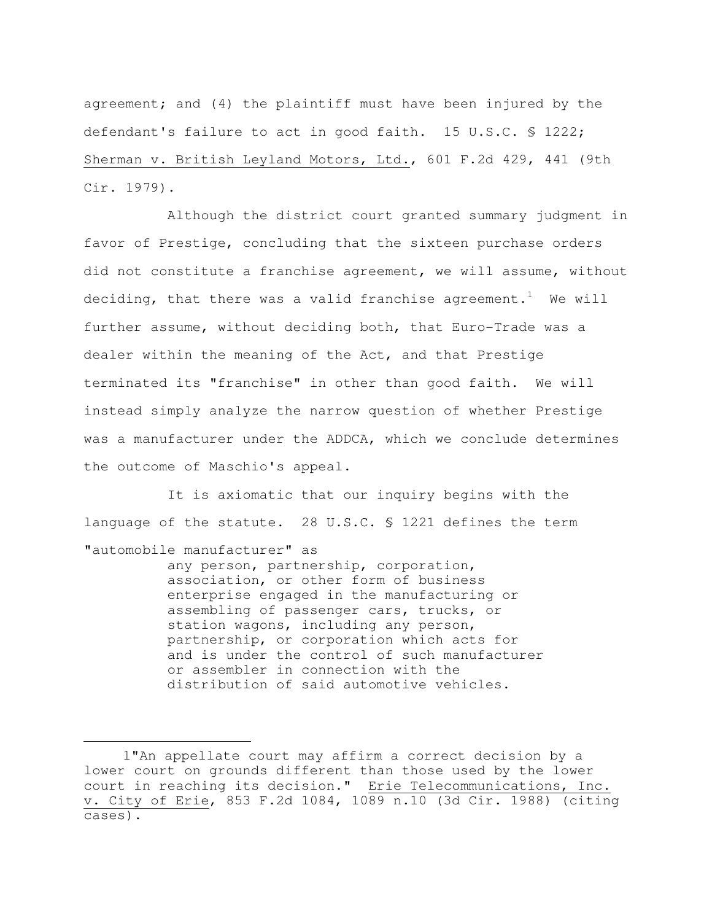agreement; and (4) the plaintiff must have been injured by the defendant's failure to act in good faith. 15 U.S.C. § 1222; Sherman v. British Leyland Motors, Ltd., 601 F.2d 429, 441 (9th Cir. 1979).

Although the district court granted summary judgment in favor of Prestige, concluding that the sixteen purchase orders did not constitute a franchise agreement, we will assume, without deciding, that there was a valid franchise agreement.[1] We will further assume, without deciding both, that Euro-Trade was a dealer within the meaning of the Act, and that Prestige terminated its "franchise" in other than good faith. We will instead simply analyze the narrow question of whether Prestige was a manufacturer under the ADDCA, which we conclude determines the outcome of Maschio's appeal.

It is axiomatic that our inquiry begins with the language of the statute. 28 U.S.C. § 1221 defines the term "automobile manufacturer" as

> any person, partnership, corporation, association, or other form of business enterprise engaged in the manufacturing or assembling of passenger cars, trucks, or station wagons, including any person, partnership, or corporation which acts for and is under the control of such manufacturer or assembler in connection with the distribution of said automotive vehicles.

---

1"An appellate court may affirm a correct decision by a lower court on grounds different than those used by the lower court in reaching its decision." Erie Telecommunications, Inc. v. City of Erie, 853 F.2d 1084, 1089 n.10 (3d Cir. 1988) (citing cases).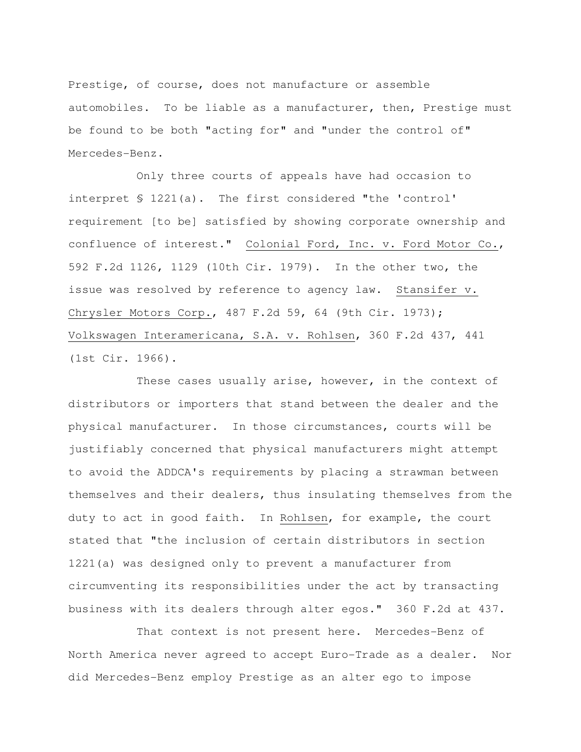Prestige, of course, does not manufacture or assemble automobiles. To be liable as a manufacturer, then, Prestige must be found to be both "acting for" and "under the control of" Mercedes-Benz.

Only three courts of appeals have had occasion to interpret § 1221(a). The first considered "the 'control' requirement [to be] satisfied by showing corporate ownership and confluence of interest." Colonial Ford, Inc. v. Ford Motor Co., 592 F.2d 1126, 1129 (10th Cir. 1979). In the other two, the issue was resolved by reference to agency law. Stansifer v. Chrysler Motors Corp., 487 F.2d 59, 64 (9th Cir. 1973); Volkswagen Interamericana, S.A. v. Rohlsen, 360 F.2d 437, 441 (1st Cir. 1966).

These cases usually arise, however, in the context of distributors or importers that stand between the dealer and the physical manufacturer. In those circumstances, courts will be justifiably concerned that physical manufacturers might attempt to avoid the ADDCA's requirements by placing a strawman between themselves and their dealers, thus insulating themselves from the duty to act in good faith. In Rohlsen, for example, the court stated that "the inclusion of certain distributors in section 1221(a) was designed only to prevent a manufacturer from circumventing its responsibilities under the act by transacting business with its dealers through alter egos." 360 F.2d at 437.

That context is not present here. Mercedes-Benz of North America never agreed to accept Euro-Trade as a dealer. Nor did Mercedes-Benz employ Prestige as an alter ego to impose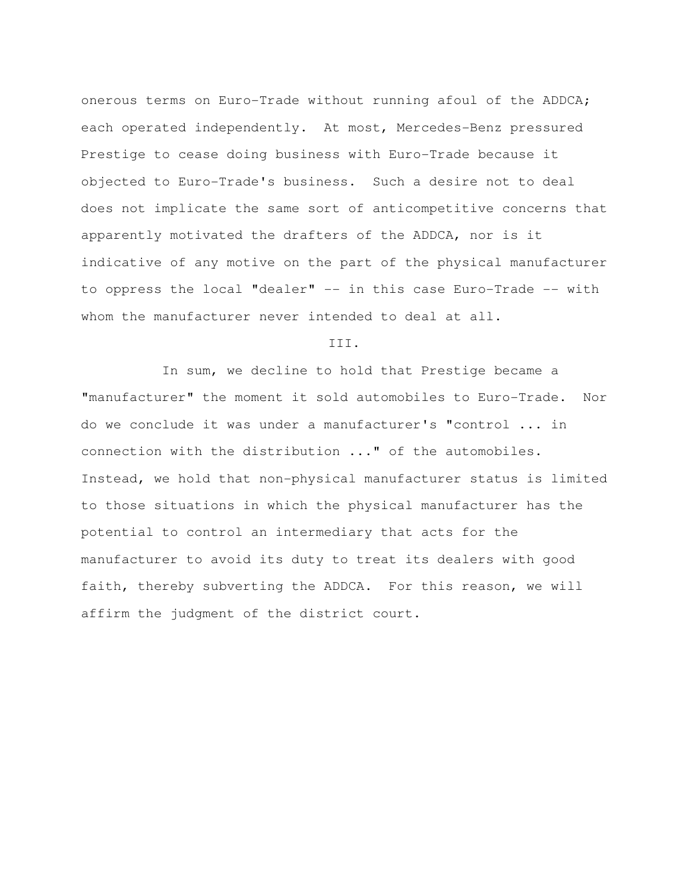onerous terms on Euro-Trade without running afoul of the ADDCA; each operated independently. At most, Mercedes-Benz pressured Prestige to cease doing business with Euro-Trade because it objected to Euro-Trade's business. Such a desire not to deal does not implicate the same sort of anticompetitive concerns that apparently motivated the drafters of the ADDCA, nor is it indicative of any motive on the part of the physical manufacturer to oppress the local "dealer" -- in this case Euro-Trade -- with whom the manufacturer never intended to deal at all.

III.

In sum, we decline to hold that Prestige became a "manufacturer" the moment it sold automobiles to Euro-Trade. Nor do we conclude it was under a manufacturer's "control ... in connection with the distribution ..." of the automobiles. Instead, we hold that non-physical manufacturer status is limited to those situations in which the physical manufacturer has the potential to control an intermediary that acts for the manufacturer to avoid its duty to treat its dealers with good faith, thereby subverting the ADDCA. For this reason, we will affirm the judgment of the district court.